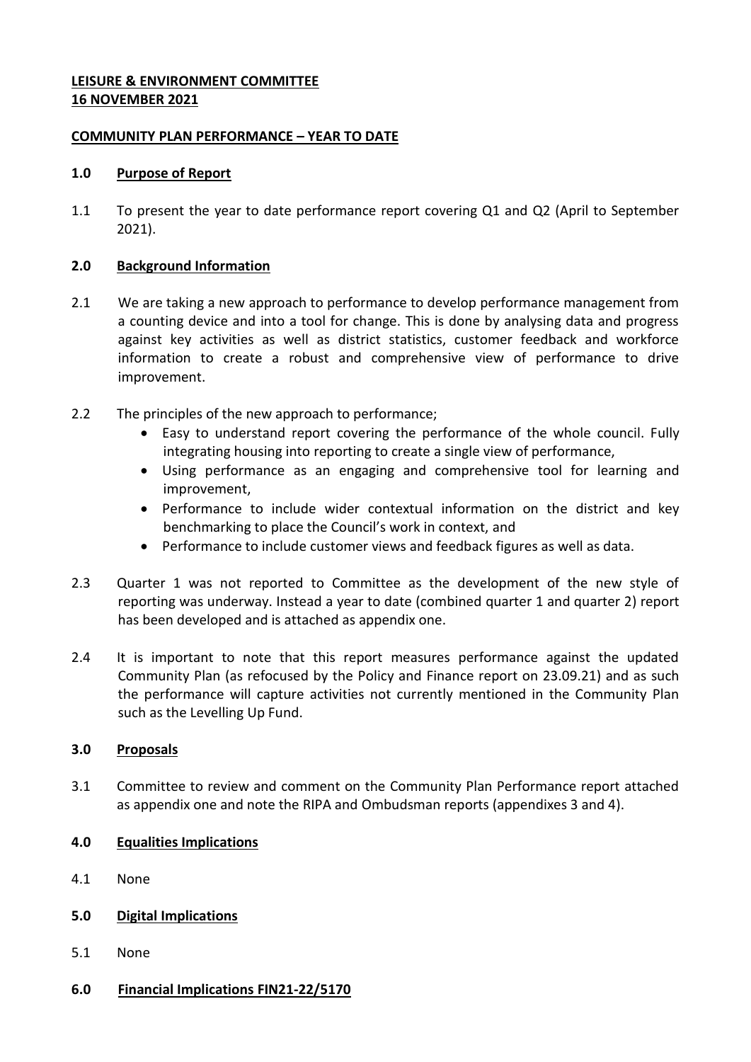**LEISURE & ENVIRONMENT COMMITTEE**
**16 NOVEMBER 2021**

**COMMUNITY PLAN PERFORMANCE – YEAR TO DATE**

## 1.0 Purpose of Report

1.1 To present the year to date performance report covering Q1 and Q2 (April to September 2021).

## 2.0 Background Information

2.1 We are taking a new approach to performance to develop performance management from a counting device and into a tool for change. This is done by analysing data and progress against key activities as well as district statistics, customer feedback and workforce information to create a robust and comprehensive view of performance to drive improvement.

2.2 The principles of the new approach to performance;

- Easy to understand report covering the performance of the whole council. Fully integrating housing into reporting to create a single view of performance,
- Using performance as an engaging and comprehensive tool for learning and improvement,
- Performance to include wider contextual information on the district and key benchmarking to place the Council's work in context, and
- Performance to include customer views and feedback figures as well as data.

2.3 Quarter 1 was not reported to Committee as the development of the new style of reporting was underway. Instead a year to date (combined quarter 1 and quarter 2) report has been developed and is attached as appendix one.

2.4 It is important to note that this report measures performance against the updated Community Plan (as refocused by the Policy and Finance report on 23.09.21) and as such the performance will capture activities not currently mentioned in the Community Plan such as the Levelling Up Fund.

## 3.0 Proposals

3.1 Committee to review and comment on the Community Plan Performance report attached as appendix one and note the RIPA and Ombudsman reports (appendixes 3 and 4).

## 4.0 Equalities Implications

4.1 None

## 5.0 Digital Implications

5.1 None

## 6.0 Financial Implications FIN21-22/5170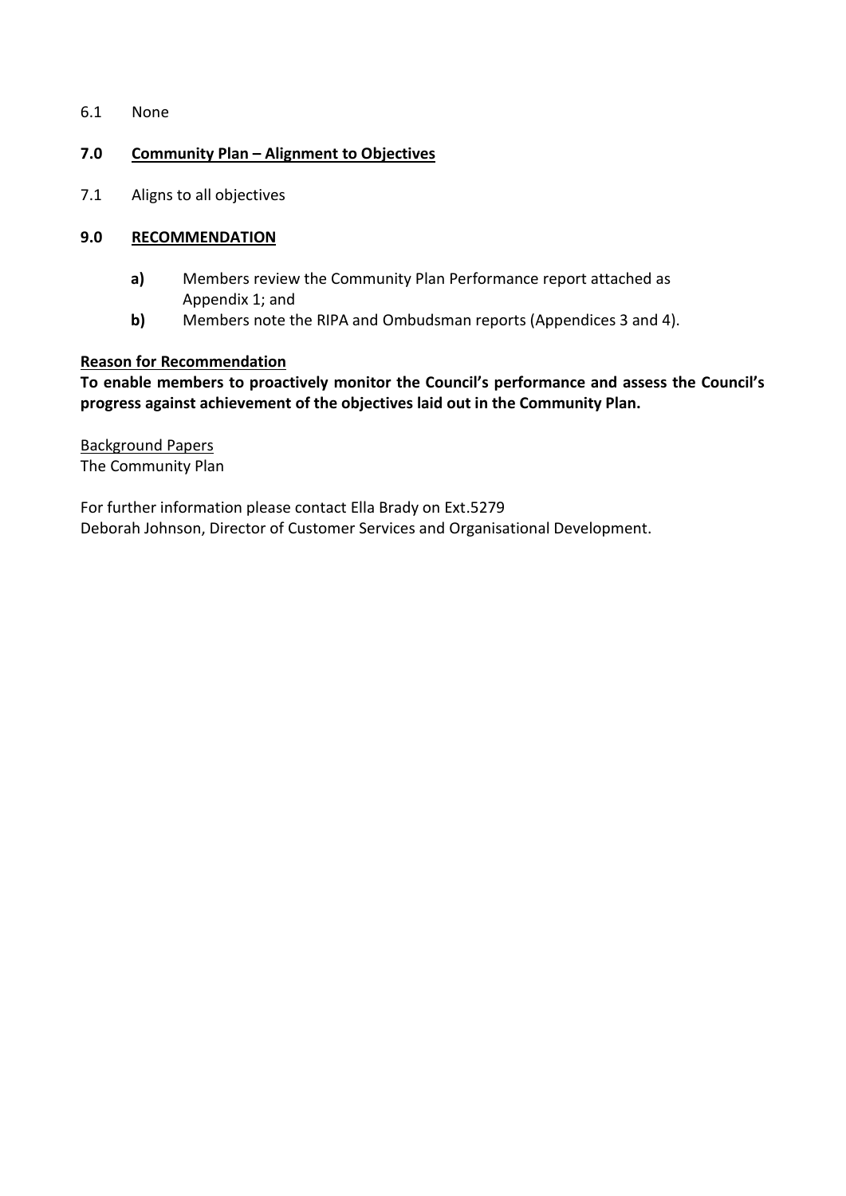6.1 None

## 7.0 Community Plan – Alignment to Objectives

7.1 Aligns to all objectives

## 9.0 RECOMMENDATION

- **a)** Members review the Community Plan Performance report attached as Appendix 1; and
- **b)** Members note the RIPA and Ombudsman reports (Appendices 3 and 4).

**Reason for Recommendation**

**To enable members to proactively monitor the Council's performance and assess the Council's progress against achievement of the objectives laid out in the Community Plan.**

Background Papers
The Community Plan

For further information please contact Ella Brady on Ext.5279
Deborah Johnson, Director of Customer Services and Organisational Development.